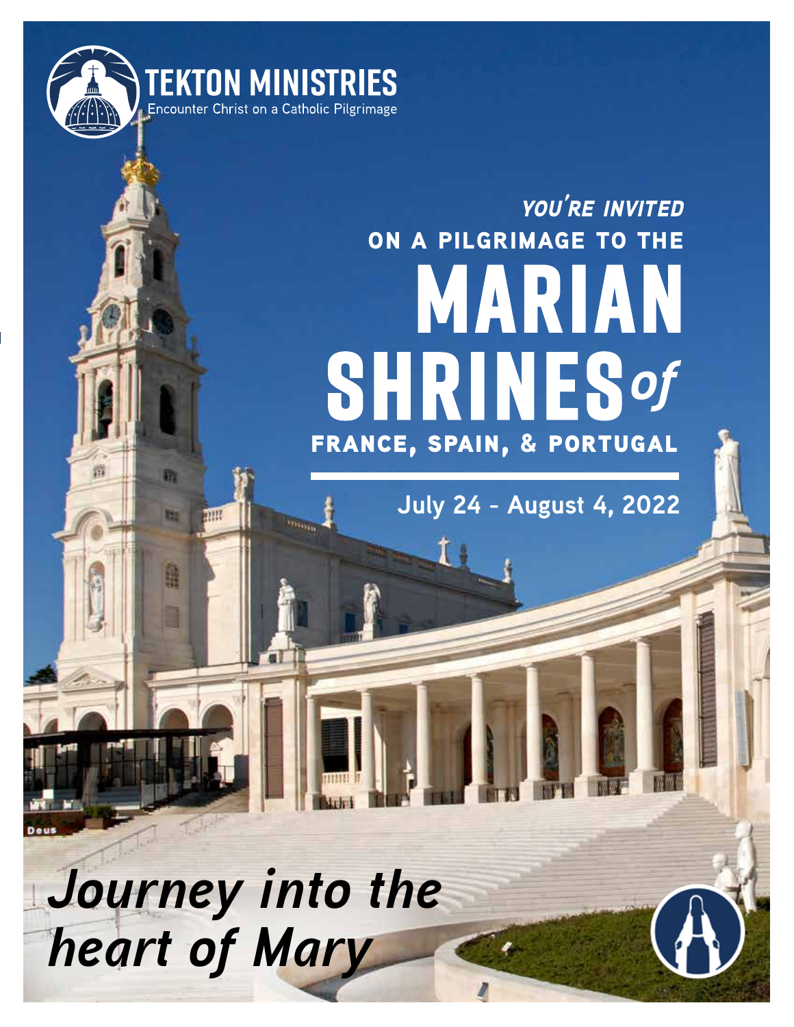**TEKTON MINISTRIES**
Encounter Christ on a Catholic Pilgrimage

*YOU'RE INVITED*
ON A PILGRIMAGE TO THE

# MARIAN SHRINES *of*

## FRANCE, SPAIN, & PORTUGAL

**July 24 - August 4, 2022**

***Journey into the heart of Mary***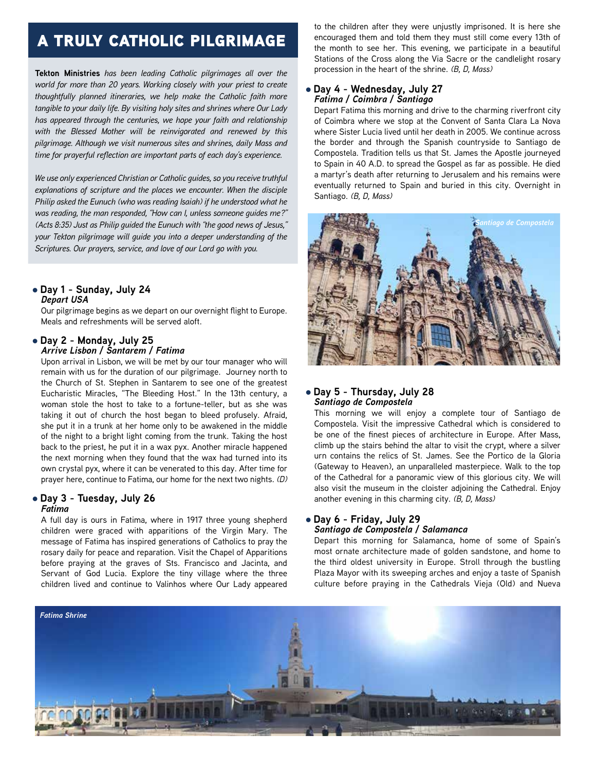# A TRULY CATHOLIC PILGRIMAGE

**Tekton Ministries** *has been leading Catholic pilgrimages all over the world for more than 20 years. Working closely with your priest to create thoughtfully planned itineraries, we help make the Catholic faith more tangible to your daily life. By visiting holy sites and shrines where Our Lady has appeared through the centuries, we hope your faith and relationship with the Blessed Mother will be reinvigorated and renewed by this pilgrimage. Although we visit numerous sites and shrines, daily Mass and time for prayerful reflection are important parts of each day's experience.*

*We use only experienced Christian or Catholic guides, so you receive truthful explanations of scripture and the places we encounter. When the disciple Philip asked the Eunuch (who was reading Isaiah) if he understood what he was reading, the man responded, "How can I, unless someone guides me?" (Acts 8:35) Just as Philip guided the Eunuch with "the good news of Jesus," your Tekton pilgrimage will guide you into a deeper understanding of the Scriptures. Our prayers, service, and love of our Lord go with you.*

## Day 1 - Sunday, July 24
***Depart USA***

Our pilgrimage begins as we depart on our overnight flight to Europe. Meals and refreshments will be served aloft.

## Day 2 - Monday, July 25
***Arrive Lisbon / Santarem / Fatima***

Upon arrival in Lisbon, we will be met by our tour manager who will remain with us for the duration of our pilgrimage. Journey north to the Church of St. Stephen in Santarem to see one of the greatest Eucharistic Miracles, "The Bleeding Host." In the 13th century, a woman stole the host to take to a fortune-teller, but as she was taking it out of church the host began to bleed profusely. Afraid, she put it in a trunk at her home only to be awakened in the middle of the night to a bright light coming from the trunk. Taking the host back to the priest, he put it in a wax pyx. Another miracle happened the next morning when they found that the wax had turned into its own crystal pyx, where it can be venerated to this day. After time for prayer here, continue to Fatima, our home for the next two nights. *(D)*

## Day 3 - Tuesday, July 26
***Fatima***

A full day is ours in Fatima, where in 1917 three young shepherd children were graced with apparitions of the Virgin Mary. The message of Fatima has inspired generations of Catholics to pray the rosary daily for peace and reparation. Visit the Chapel of Apparitions before praying at the graves of Sts. Francisco and Jacinta, and Servant of God Lucia. Explore the tiny village where the three children lived and continue to Valinhos where Our Lady appeared to the children after they were unjustly imprisoned. It is here she encouraged them and told them they must still come every 13th of the month to see her. This evening, we participate in a beautiful Stations of the Cross along the Via Sacre or the candlelight rosary procession in the heart of the shrine. *(B, D, Mass)*

## Day 4 - Wednesday, July 27
***Fatima / Coimbra / Santiago***

Depart Fatima this morning and drive to the charming riverfront city of Coimbra where we stop at the Convent of Santa Clara La Nova where Sister Lucia lived until her death in 2005. We continue across the border and through the Spanish countryside to Santiago de Compostela. Tradition tells us that St. James the Apostle journeyed to Spain in 40 A.D. to spread the Gospel as far as possible. He died a martyr's death after returning to Jerusalem and his remains were eventually returned to Spain and buried in this city. Overnight in Santiago. *(B, D, Mass)*

*Santiago de Compostela*

## Day 5 - Thursday, July 28
***Santiago de Compostela***

This morning we will enjoy a complete tour of Santiago de Compostela. Visit the impressive Cathedral which is considered to be one of the finest pieces of architecture in Europe. After Mass, climb up the stairs behind the altar to visit the crypt, where a silver urn contains the relics of St. James. See the Portico de la Gloria (Gateway to Heaven), an unparalleled masterpiece. Walk to the top of the Cathedral for a panoramic view of this glorious city. We will also visit the museum in the cloister adjoining the Cathedral. Enjoy another evening in this charming city. *(B, D, Mass)*

## Day 6 - Friday, July 29
***Santiago de Compostela / Salamanca***

Depart this morning for Salamanca, home of some of Spain's most ornate architecture made of golden sandstone, and home to the third oldest university in Europe. Stroll through the bustling Plaza Mayor with its sweeping arches and enjoy a taste of Spanish culture before praying in the Cathedrals Vieja (Old) and Nueva

*Fatima Shrine*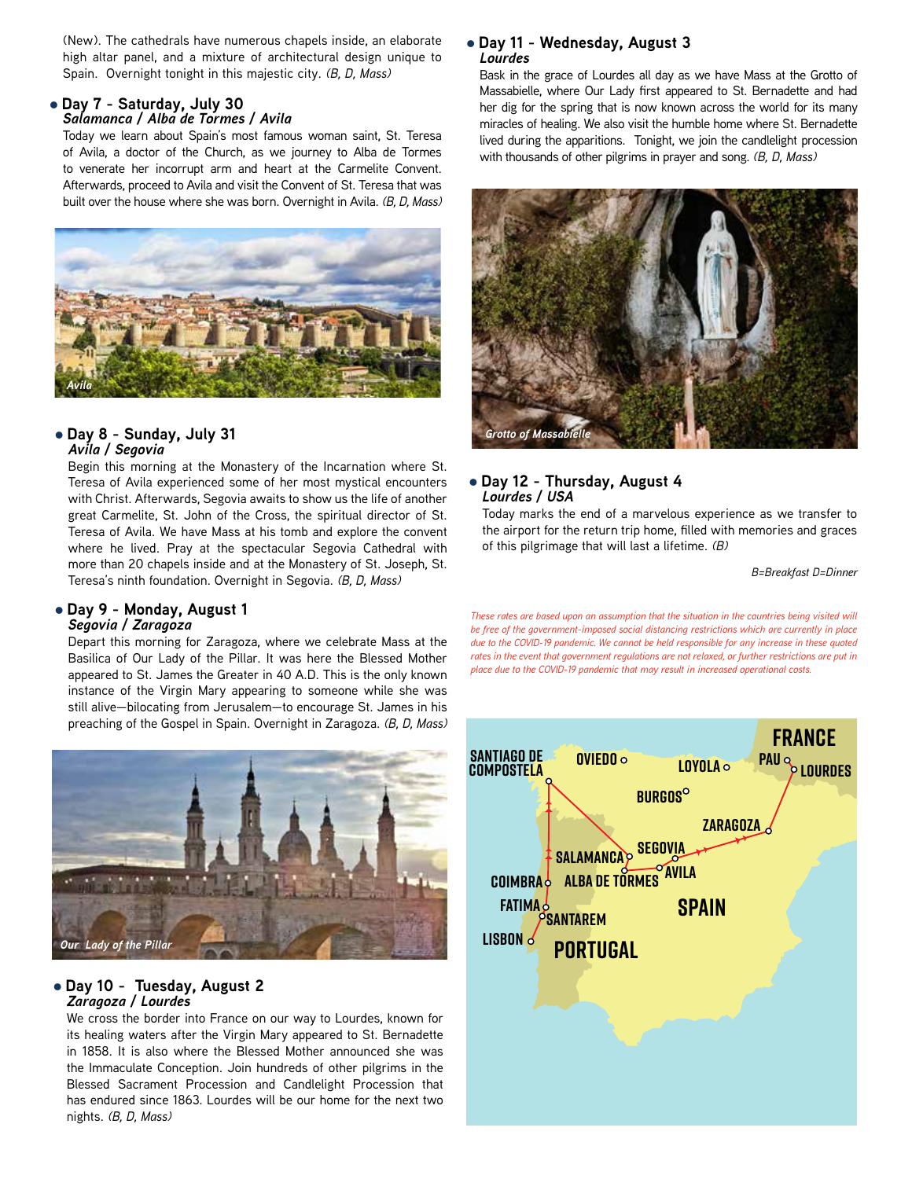(New). The cathedrals have numerous chapels inside, an elaborate high altar panel, and a mixture of architectural design unique to Spain. Overnight tonight in this majestic city. *(B, D, Mass)*

## • Day 7 - Saturday, July 30
### *Salamanca / Alba de Tormes / Avila*

Today we learn about Spain's most famous woman saint, St. Teresa of Avila, a doctor of the Church, as we journey to Alba de Tormes to venerate her incorrupt arm and heart at the Carmelite Convent. Afterwards, proceed to Avila and visit the Convent of St. Teresa that was built over the house where she was born. Overnight in Avila. *(B, D, Mass)*

*Avila*

## • Day 8 - Sunday, July 31
### *Avila / Segovia*

Begin this morning at the Monastery of the Incarnation where St. Teresa of Avila experienced some of her most mystical encounters with Christ. Afterwards, Segovia awaits to show us the life of another great Carmelite, St. John of the Cross, the spiritual director of St. Teresa of Avila. We have Mass at his tomb and explore the convent where he lived. Pray at the spectacular Segovia Cathedral with more than 20 chapels inside and at the Monastery of St. Joseph, St. Teresa's ninth foundation. Overnight in Segovia. *(B, D, Mass)*

## • Day 9 - Monday, August 1
### *Segovia / Zaragoza*

Depart this morning for Zaragoza, where we celebrate Mass at the Basilica of Our Lady of the Pillar. It was here the Blessed Mother appeared to St. James the Greater in 40 A.D. This is the only known instance of the Virgin Mary appearing to someone while she was still alive—bilocating from Jerusalem—to encourage St. James in his preaching of the Gospel in Spain. Overnight in Zaragoza. *(B, D, Mass)*

*Our Lady of the Pillar*

## • Day 10 - Tuesday, August 2
### *Zaragoza / Lourdes*

We cross the border into France on our way to Lourdes, known for its healing waters after the Virgin Mary appeared to St. Bernadette in 1858. It is also where the Blessed Mother announced she was the Immaculate Conception. Join hundreds of other pilgrims in the Blessed Sacrament Procession and Candlelight Procession that has endured since 1863. Lourdes will be our home for the next two nights. *(B, D, Mass)*

## • Day 11 - Wednesday, August 3
### *Lourdes*

Bask in the grace of Lourdes all day as we have Mass at the Grotto of Massabielle, where Our Lady first appeared to St. Bernadette and had her dig for the spring that is now known across the world for its many miracles of healing. We also visit the humble home where St. Bernadette lived during the apparitions. Tonight, we join the candlelight procession with thousands of other pilgrims in prayer and song. *(B, D, Mass)*

*Grotto of Massabielle*

## • Day 12 - Thursday, August 4
### *Lourdes / USA*

Today marks the end of a marvelous experience as we transfer to the airport for the return trip home, filled with memories and graces of this pilgrimage that will last a lifetime. *(B)*

*B=Breakfast D=Dinner*

*These rates are based upon an assumption that the situation in the countries being visited will be free of the government-imposed social distancing restrictions which are currently in place due to the COVID-19 pandemic. We cannot be held responsible for any increase in these quoted rates in the event that government regulations are not relaxed, or further restrictions are put in place due to the COVID-19 pandemic that may result in increased operational costs.*

FRANCE · SPAIN · PORTUGAL · SANTIAGO DE COMPOSTELA · OVIEDO · LOYOLA · PAU · LOURDES · BURGOS · ZARAGOZA · SALAMANCA · SEGOVIA · AVILA · ALBA DE TORMES · COIMBRA · FATIMA · SANTAREM · LISBON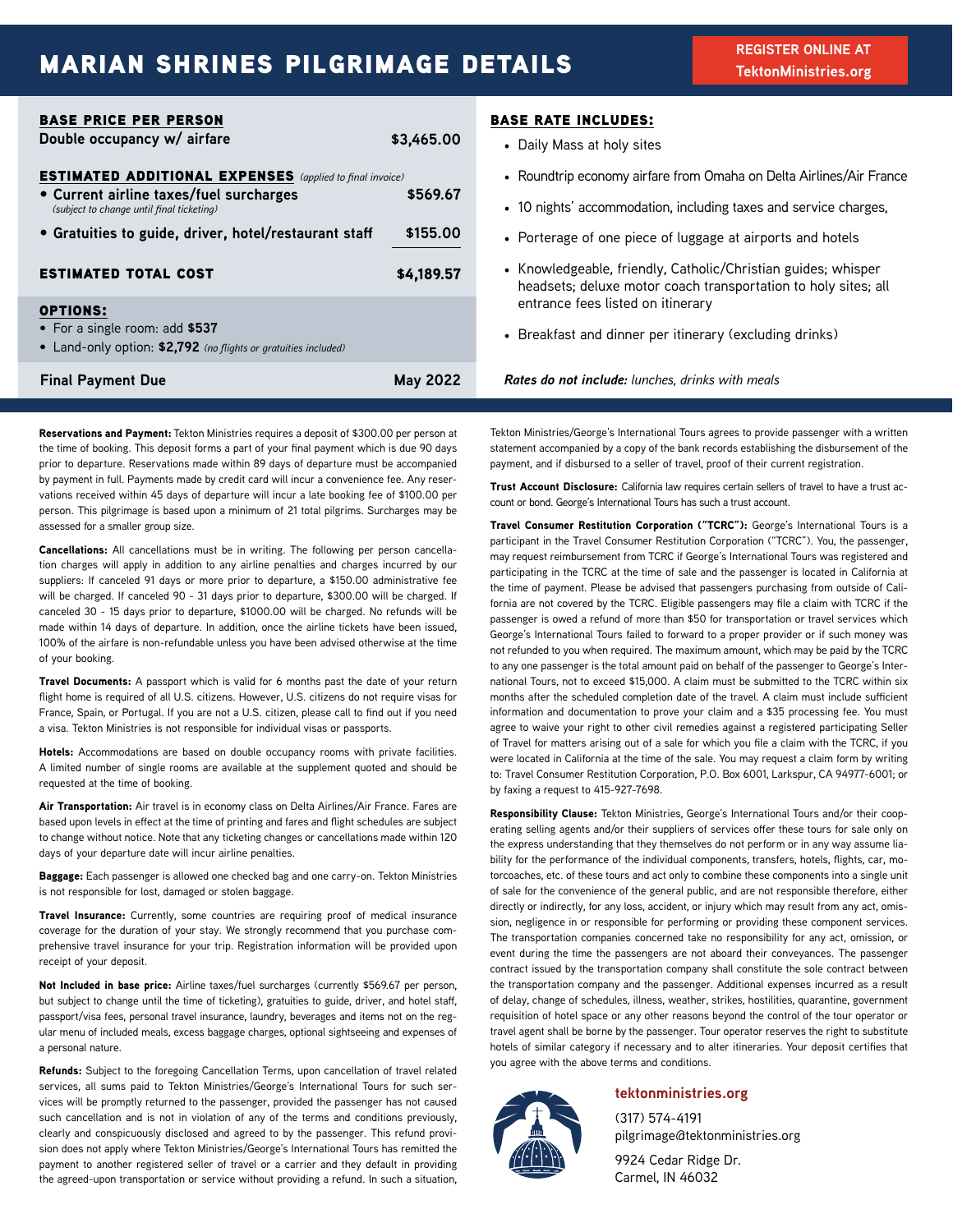# MARIAN SHRINES PILGRIMAGE DETAILS

**REGISTER ONLINE AT TektonMinistries.org**

## BASE PRICE PER PERSON

| | |
|---|---|
| **Double occupancy w/ airfare** | **$3,465.00** |

## ESTIMATED ADDITIONAL EXPENSES *(applied to final invoice)*

| | |
|---|---|
| • **Current airline taxes/fuel surcharges** *(subject to change until final ticketing)* | **$569.67** |
| • **Gratuities to guide, driver, hotel/restaurant staff** | **$155.00** |
| **ESTIMATED TOTAL COST** | **$4,189.57** |

## OPTIONS:

- For a single room: add **$537**
- Land-only option: **$2,792** *(no flights or gratuities included)*

| | |
|---|---|
| **Final Payment Due** | **May 2022** |

## BASE RATE INCLUDES:

- Daily Mass at holy sites
- Roundtrip economy airfare from Omaha on Delta Airlines/Air France
- 10 nights' accommodation, including taxes and service charges,
- Porterage of one piece of luggage at airports and hotels
- Knowledgeable, friendly, Catholic/Christian guides; whisper headsets; deluxe motor coach transportation to holy sites; all entrance fees listed on itinerary
- Breakfast and dinner per itinerary (excluding drinks)

***Rates do not include:*** *lunches, drinks with meals*

**Reservations and Payment:** Tekton Ministries requires a deposit of $300.00 per person at the time of booking. This deposit forms a part of your final payment which is due 90 days prior to departure. Reservations made within 89 days of departure must be accompanied by payment in full. Payments made by credit card will incur a convenience fee. Any reservations received within 45 days of departure will incur a late booking fee of $100.00 per person. This pilgrimage is based upon a minimum of 21 total pilgrims. Surcharges may be assessed for a smaller group size.

**Cancellations:** All cancellations must be in writing. The following per person cancellation charges will apply in addition to any airline penalties and charges incurred by our suppliers: If canceled 91 days or more prior to departure, a $150.00 administrative fee will be charged. If canceled 90 - 31 days prior to departure, $300.00 will be charged. If canceled 30 - 15 days prior to departure, $1000.00 will be charged. No refunds will be made within 14 days of departure. In addition, once the airline tickets have been issued, 100% of the airfare is non-refundable unless you have been advised otherwise at the time of your booking.

**Travel Documents:** A passport which is valid for 6 months past the date of your return flight home is required of all U.S. citizens. However, U.S. citizens do not require visas for France, Spain, or Portugal. If you are not a U.S. citizen, please call to find out if you need a visa. Tekton Ministries is not responsible for individual visas or passports.

**Hotels:** Accommodations are based on double occupancy rooms with private facilities. A limited number of single rooms are available at the supplement quoted and should be requested at the time of booking.

**Air Transportation:** Air travel is in economy class on Delta Airlines/Air France. Fares are based upon levels in effect at the time of printing and fares and flight schedules are subject to change without notice. Note that any ticketing changes or cancellations made within 120 days of your departure date will incur airline penalties.

**Baggage:** Each passenger is allowed one checked bag and one carry-on. Tekton Ministries is not responsible for lost, damaged or stolen baggage.

**Travel Insurance:** Currently, some countries are requiring proof of medical insurance coverage for the duration of your stay. We strongly recommend that you purchase comprehensive travel insurance for your trip. Registration information will be provided upon receipt of your deposit.

**Not Included in base price:** Airline taxes/fuel surcharges (currently $569.67 per person, but subject to change until the time of ticketing), gratuities to guide, driver, and hotel staff, passport/visa fees, personal travel insurance, laundry, beverages and items not on the regular menu of included meals, excess baggage charges, optional sightseeing and expenses of a personal nature.

**Refunds:** Subject to the foregoing Cancellation Terms, upon cancellation of travel related services, all sums paid to Tekton Ministries/George's International Tours for such services will be promptly returned to the passenger, provided the passenger has not caused such cancellation and is not in violation of any of the terms and conditions previously, clearly and conspicuously disclosed and agreed to by the passenger. This refund provision does not apply where Tekton Ministries/George's International Tours has remitted the payment to another registered seller of travel or a carrier and they default in providing the agreed-upon transportation or service without providing a refund. In such a situation, Tekton Ministries/George's International Tours agrees to provide passenger with a written statement accompanied by a copy of the bank records establishing the disbursement of the payment, and if disbursed to a seller of travel, proof of their current registration.

**Trust Account Disclosure:** California law requires certain sellers of travel to have a trust account or bond. George's International Tours has such a trust account.

**Travel Consumer Restitution Corporation ("TCRC"):** George's International Tours is a participant in the Travel Consumer Restitution Corporation ("TCRC"). You, the passenger, may request reimbursement from TCRC if George's International Tours was registered and participating in the TCRC at the time of sale and the passenger is located in California at the time of payment. Please be advised that passengers purchasing from outside of California are not covered by the TCRC. Eligible passengers may file a claim with TCRC if the passenger is owed a refund of more than $50 for transportation or travel services which George's International Tours failed to forward to a proper provider or if such money was not refunded to you when required. The maximum amount, which may be paid by the TCRC to any one passenger is the total amount paid on behalf of the passenger to George's International Tours, not to exceed $15,000. A claim must be submitted to the TCRC within six months after the scheduled completion date of the travel. A claim must include sufficient information and documentation to prove your claim and a $35 processing fee. You must agree to waive your right to other civil remedies against a registered participating Seller of Travel for matters arising out of a sale for which you file a claim with the TCRC, if you were located in California at the time of the sale. You may request a claim form by writing to: Travel Consumer Restitution Corporation, P.O. Box 6001, Larkspur, CA 94977-6001; or by faxing a request to 415-927-7698.

**Responsibility Clause:** Tekton Ministries, George's International Tours and/or their cooperating selling agents and/or their suppliers of services offer these tours for sale only on the express understanding that they themselves do not perform or in any way assume liability for the performance of the individual components, transfers, hotels, flights, car, motorcoaches, etc. of these tours and act only to combine these components into a single unit of sale for the convenience of the general public, and are not responsible therefore, either directly or indirectly, for any loss, accident, or injury which may result from any act, omission, negligence in or responsible for performing or providing these component services. The transportation companies concerned take no responsibility for any act, omission, or event during the time the passengers are not aboard their conveyances. The passenger contract issued by the transportation company shall constitute the sole contract between the transportation company and the passenger. Additional expenses incurred as a result of delay, change of schedules, illness, weather, strikes, hostilities, quarantine, government requisition of hotel space or any other reasons beyond the control of the tour operator or travel agent shall be borne by the passenger. Tour operator reserves the right to substitute hotels of similar category if necessary and to alter itineraries. Your deposit certifies that you agree with the above terms and conditions.

**tektonministries.org**

(317) 574-4191
pilgrimage@tektonministries.org

9924 Cedar Ridge Dr.
Carmel, IN 46032